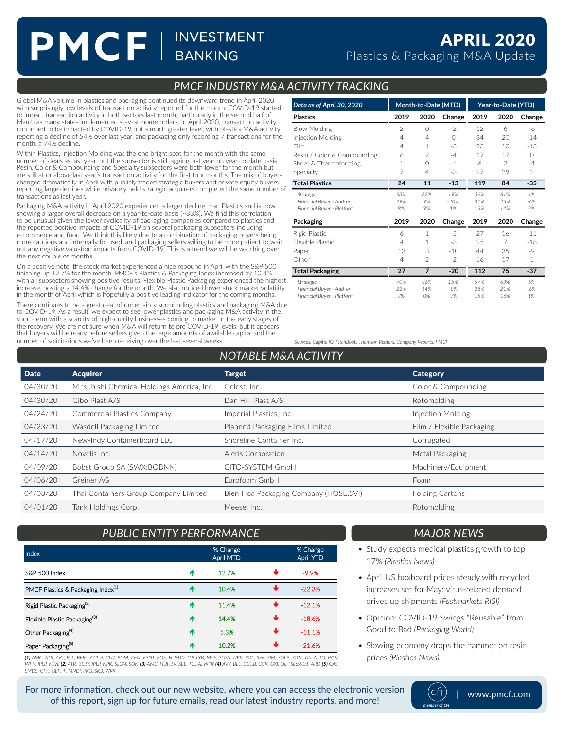# PMCF | INVESTMENT BANKING

# APRIL 2020
## Plastics & Packaging M&A Update

## PMCF INDUSTRY M&A ACTIVITY TRACKING

Global M&A volume in plastics and packaging continued its downward trend in April 2020 with surprisingly low levels of transaction activity reported for the month. COVID-19 started to impact transaction activity in both sectors last month, particularly in the second half of March as many states implemented stay-at-home orders. In April 2020, transaction activity continued to be impacted by COVID-19 but a much greater level, with plastics M&A activity reporting a decline of 54% over last year, and packaging only recording 7 transactions for the month, a 74% decline.

Within Plastics, Injection Molding was the one bright spot for the month with the same number of deals as last year, but the subsector is still lagging last year on year-to-date basis. Resin, Color & Compounding and Specialty subsectors were both lower for the month but are still at or above last year's transaction activity for the first four months. The mix of buyers changed dramatically in April with publicly traded strategic buyers and private equity buyers reporting large declines while privately held strategic acquirers completed the same number of transactions as last year.

Packaging M&A activity in April 2020 experienced a larger decline than Plastics and is now showing a larger overall decrease on a year-to-date basis (~33%). We find this correlation to be unusual given the lower cyclicality of packaging companies compared to plastics and the reported positive impacts of COVID-19 on several packaging subsectors including e-commerce and food. We think this likely due to a combination of packaging buyers being more cautious and internally focused, and packaging sellers willing to be more patient to wait out any negative valuation impacts from COVID-19. This is a trend we will be watching over the next couple of months.

On a positive note, the stock market experienced a nice rebound in April with the S&P 500 finishing up 12.7% for the month. PMCF's Plastics & Packaging Index increased by 10.4% with all subsectors showing positive results. Flexible Plastic Packaging experienced the highest increase, posting a 14.4% change for the month. We also noticed lower stock market volatility in the month of April which is hopefully a positive leading indicator for the coming months.

There continues to be a great deal of uncertainty surrounding plastics and packaging M&A due to COVID-19. As a result, we expect to see lower plastics and packaging M&A activity in the short-term with a scarcity of high-quality businesses coming to market in the early stages of the recovery. We are not sure when M&A will return to pre COVID-19 levels, but it appears that buyers will be ready before sellers given the large amounts of available capital and the number of solicitations we've been receiving over the last several weeks.

| *Data as of April 30, 2020* | Month-to-Date (MTD) | | | Year-to-Date (YTD) | | |
|---|---|---|---|---|---|---|
| **Plastics** | **2019** | **2020** | **Change** | **2019** | **2020** | **Change** |
| Blow Molding | 2 | 0 | -2 | 12 | 6 | -6 |
| Injection Molding | 4 | 4 | 0 | 34 | 20 | -14 |
| Film | 4 | 1 | -3 | 23 | 10 | -13 |
| Resin / Color & Compounding | 6 | 2 | -4 | 17 | 17 | 0 |
| Sheet & Thermoforming | 1 | 0 | -1 | 6 | 2 | -4 |
| Specialty | 7 | 4 | -3 | 27 | 29 | 2 |
| **Total Plastics** | **24** | **11** | **-13** | **119** | **84** | **-35** |
| *Strategic* | *63%* | *82%* | *19%* | *56%* | *61%* | *4%* |
| *Financial Buyer - Add-on* | *29%* | *9%* | *-20%* | *31%* | *25%* | *-6%* |
| *Financial Buyer - Platform* | *8%* | *9%* | *1%* | *13%* | *14%* | *2%* |
| **Packaging** | **2019** | **2020** | **Change** | **2019** | **2020** | **Change** |
| Rigid Plastic | 6 | 1 | -5 | 27 | 16 | -11 |
| Flexible Plastic | 4 | 1 | -3 | 25 | 7 | -18 |
| Paper | 13 | 3 | -10 | 44 | 35 | -9 |
| Other | 4 | 2 | -2 | 16 | 17 | 1 |
| **Total Packaging** | **27** | **7** | **-20** | **112** | **75** | **-37** |
| *Strategic* | *70%* | *86%* | *15%* | *57%* | *63%* | *6%* |
| *Financial Buyer - Add-on* | *22%* | *14%* | *-8%* | *28%* | *21%* | *-6%* |
| *Financial Buyer - Platform* | *7%* | *0%* | *-7%* | *15%* | *16%* | *1%* |

*Sources: Capital IQ, PitchBook, Thomson Reuters, Company Reports, PMCF*

## NOTABLE M&A ACTIVITY

| Date | Acquirer | Target | Category |
|---|---|---|---|
| 04/30/20 | Mitsubishi Chemical Holdings America, Inc. | Gelest, Inc. | Color & Compounding |
| 04/30/20 | Gibo Plast A/S | Dan Hill Plast A/S | Rotomolding |
| 04/24/20 | Commercial Plastics Company | Imperial Plastics, Inc. | Injection Molding |
| 04/23/20 | Wasdell Packaging Limited | Planned Packaging Films Limited | Film / Flexible Packaging |
| 04/17/20 | New-Indy Containerboard LLC | Shoreline Container Inc. | Corrugated |
| 04/14/20 | Novelis Inc. | Aleris Corporation | Metal Packaging |
| 04/09/20 | Bobst Group SA (SWX:BOBNN) | CITO-SYSTEM GmbH | Machinery/Equipment |
| 04/06/20 | Greiner AG | Eurofoam GmbH | Foam |
| 04/03/20 | Thai Containers Group Company Limited | Bien Hoa Packaging Company (HOSE:SVI) | Folding Cartons |
| 04/01/20 | Tank Holdings Corp. | Meese, Inc. | Rotomolding |

## PUBLIC ENTITY PERFORMANCE

| Index | % Change April MTD | % Change April YTD |
|---|---|---|
| S&P 500 Index | ↑ 12.7% | ↓ -9.9% |
| PMCF Plastics & Packaging Index[1] | ↑ 10.4% | ↓ -22.3% |
| Rigid Plastic Packaging[2] | ↑ 11.4% | ↓ -12.1% |
| Flexible Plastic Packaging[3] | ↑ 14.4% | ↓ -18.6% |
| Other Packaging[4] | ↑ 5.3% | ↓ -11.1% |
| Paper Packaging[5] | ↑ 10.2% | ↓ -21.6% |

***(1)*** *AMC, ATR, AVY, BLL, BERY, CCL.B, CLN, POM, CMT, ESNT, FOE, HUH1V, ITP, LYB, MYE, SLGN, NPK, POL, SEE, SIM, SOLB, SON, TCL.A, TG, WLK, WPK, IPLP, NWL* ***(2)*** *ATR, BERY, IPLP, NPK, SLGN, SON* ***(3)*** *AMC, HUH1V, SEE, TCL.A, WPK* ***(4)*** *AVY, BLL, CCL.B, CCK, GXI, OI, TSE:5901, ARD* ***(5)*** *CAS, SMDS, GPK, GEF, IP, MNDI, PKG, SK3, WRK*

## MAJOR NEWS

- Study expects medical plastics growth to top 17% *(Plastics News)*
- April US boxboard prices steady with recycled increases set for May; virus-related demand drives up shipments *(Fastmarkets RISI)*
- Opinion: COVID-19 Swings "Reusable" from Good to Bad *(Packaging World)*
- Slowing economy drops the hammer on resin prices *(Plastics News)*

For more information, check out our new website, where you can access the electronic version of this report, sign up for future emails, read our latest industry reports, and more!

cfi *member of CFI* | www.pmcf.com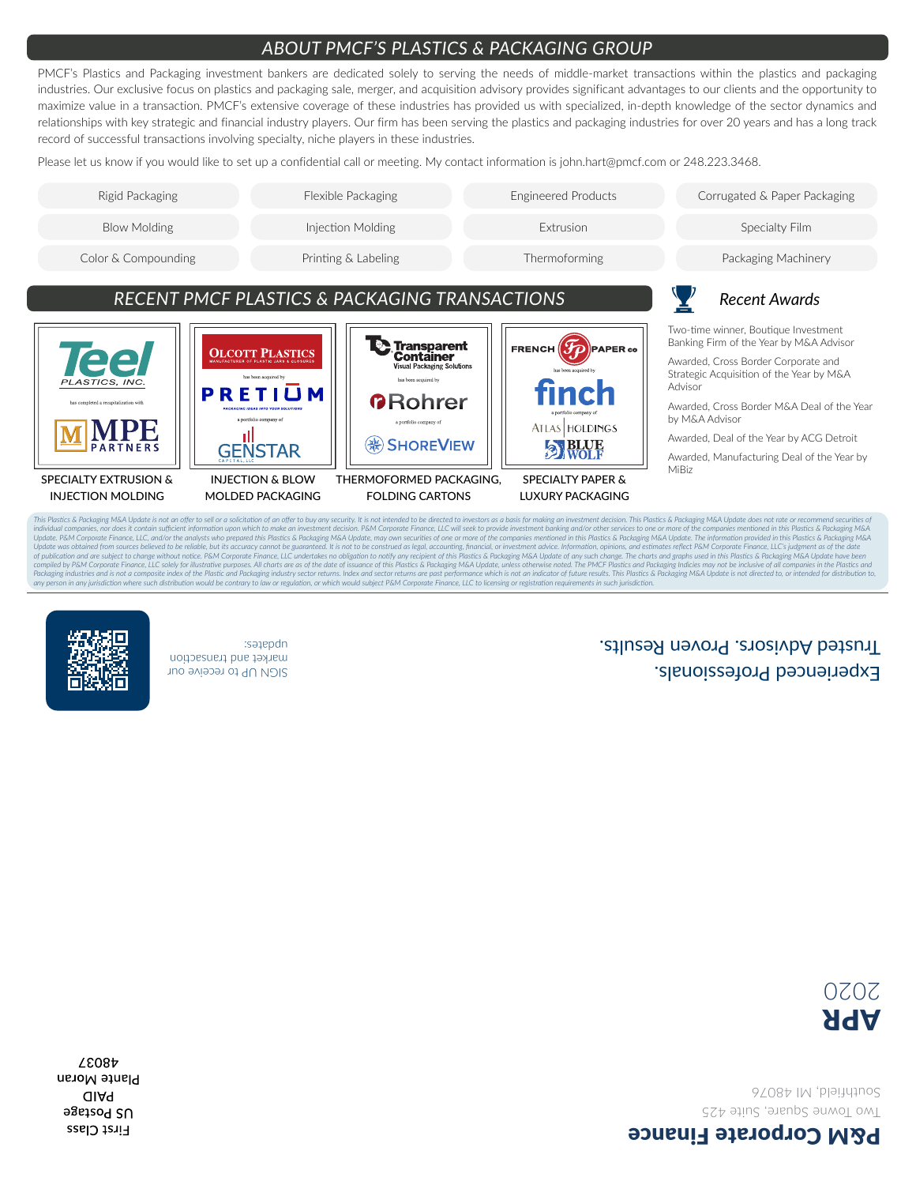## ABOUT PMCF'S PLASTICS & PACKAGING GROUP

PMCF's Plastics and Packaging investment bankers are dedicated solely to serving the needs of middle-market transactions within the plastics and packaging industries. Our exclusive focus on plastics and packaging sale, merger, and acquisition advisory provides significant advantages to our clients and the opportunity to maximize value in a transaction. PMCF's extensive coverage of these industries has provided us with specialized, in-depth knowledge of the sector dynamics and relationships with key strategic and financial industry players. Our firm has been serving the plastics and packaging industries for over 20 years and has a long track record of successful transactions involving specialty, niche players in these industries.

Please let us know if you would like to set up a confidential call or meeting. My contact information is john.hart@pmcf.com or 248.223.3468.

| | | | |
|---|---|---|---|
| Rigid Packaging | Flexible Packaging | Engineered Products | Corrugated & Paper Packaging |
| Blow Molding | Injection Molding | Extrusion | Specialty Film |
| Color & Compounding | Printing & Labeling | Thermoforming | Packaging Machinery |

## RECENT PMCF PLASTICS & PACKAGING TRANSACTIONS

Teel Plastics, Inc. has completed a recapitalization with MPE Partners
SPECIALTY EXTRUSION & INJECTION MOLDING

Olcott Plastics (Manufacturer of Plastic Jars & Closures) has been acquired by Pretium (Packaging Ideas Into Your Solutions), a portfolio company of Genstar Capital, LLC
INJECTION & BLOW MOLDED PACKAGING

Transparent Container (Visual Packaging Solutions) has been acquired by Rohrer, a portfolio company of ShoreView
THERMOFORMED PACKAGING, FOLDING CARTONS

French Paper Co has been acquired by finch, a portfolio company of Atlas Holdings | Blue Wolf
SPECIALTY PAPER & LUXURY PACKAGING

### *Recent Awards*

Two-time winner, Boutique Investment Banking Firm of the Year by M&A Advisor

Awarded, Cross Border Corporate and Strategic Acquisition of the Year by M&A Advisor

Awarded, Cross Border M&A Deal of the Year by M&A Advisor

Awarded, Deal of the Year by ACG Detroit

Awarded, Manufacturing Deal of the Year by MiBiz

*This Plastics & Packaging M&A Update is not an offer to sell or a solicitation of an offer to buy any security. It is not intended to be directed to investors as a basis for making an investment decision. This Plastics & Packaging M&A Update does not rate or recommend securities of individual companies, nor does it contain sufficient information upon which to make an investment decision. P&M Corporate Finance, LLC will seek to provide investment banking and/or other services to one or more of the companies mentioned in this Plastics & Packaging M&A Update. P&M Corporate Finance, LLC, and/or the analysts who prepared this Plastics & Packaging M&A Update, may own securities of one or more of the companies mentioned in this Plastics & Packaging M&A Update. The information provided in this Plastics & Packaging M&A Update was obtained from sources believed to be reliable, but its accuracy cannot be guaranteed. It is not to be construed as legal, accounting, financial, or investment advice. Information, opinions, and estimates reflect P&M Corporate Finance, LLC's judgment as of the date of publication and are subject to change without notice. P&M Corporate Finance, LLC undertakes no obligation to notify any recipient of this Plastics & Packaging M&A Update of any such change. The charts and graphs used in this Plastics & Packaging M&A Update have been compiled by P&M Corporate Finance, LLC solely for illustrative purposes. All charts are as of the date of issuance of this Plastics & Packaging M&A Update, unless otherwise noted. The PMCF Plastics and Packaging Indices may not be inclusive of all companies in the Plastics and Packaging industries and is not a composite index of the Plastic and Packaging industry sector returns. Index and sector returns are past performance which is not an indicator of future results. This Plastics & Packaging M&A Update is not directed to, or intended for distribution to, any person in any jurisdiction where such distribution would be contrary to law or regulation, or which would subject P&M Corporate Finance, LLC to licensing or registration requirements in such jurisdiction.*

SIGN UP to receive our market and transaction updates:

Experienced Professionals.
Trusted Advisors. Proven Results.

**APR**
2020

**P&M Corporate Finance**
Two Towne Square, Suite 425
Southfield, MI 48076

First Class
US Postage
PAID
Plante Moran
48037